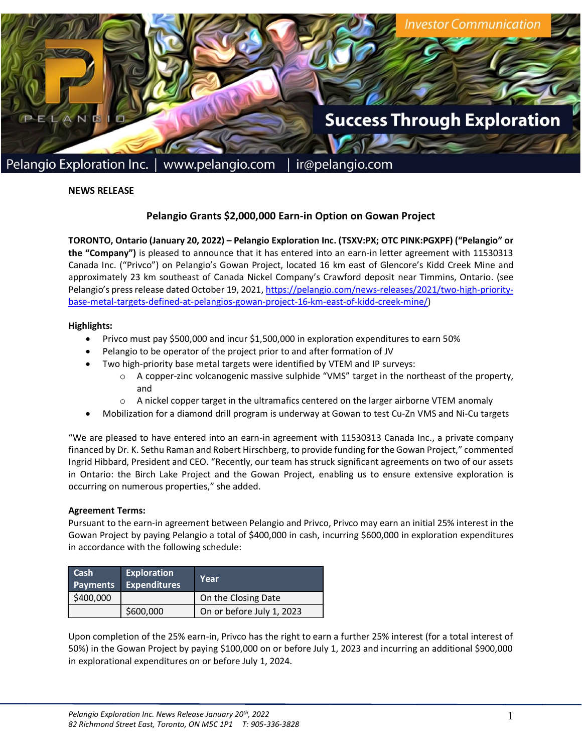Pelangio Exploration Inc. | www.pelangio.com | ir@pelangio.com

**NEWS RELEASE**

## Pelangio Grants $2,000,000 Earn-in Option on Gowan Project

**TORONTO, Ontario (January 20, 2022) – Pelangio Exploration Inc. (TSXV:PX; OTC PINK:PGXPF) ("Pelangio" or the "Company")** is pleased to announce that it has entered into an earn-in letter agreement with 11530313 Canada Inc. ("Privco") on Pelangio's Gowan Project, located 16 km east of Glencore's Kidd Creek Mine and approximately 23 km southeast of Canada Nickel Company's Crawford deposit near Timmins, Ontario. (see Pelangio's press release dated October 19, 2021, https://pelangio.com/news-releases/2021/two-high-priority-base-metal-targets-defined-at-pelangios-gowan-project-16-km-east-of-kidd-creek-mine/)

**Highlights:**

- Privco must pay $500,000 and incur $1,500,000 in exploration expenditures to earn 50%
- Pelangio to be operator of the project prior to and after formation of JV
- Two high-priority base metal targets were identified by VTEM and IP surveys:
  - A copper-zinc volcanogenic massive sulphide "VMS" target in the northeast of the property, and
  - A nickel copper target in the ultramafics centered on the larger airborne VTEM anomaly
- Mobilization for a diamond drill program is underway at Gowan to test Cu-Zn VMS and Ni-Cu targets

"We are pleased to have entered into an earn-in agreement with 11530313 Canada Inc., a private company financed by Dr. K. Sethu Raman and Robert Hirschberg, to provide funding for the Gowan Project," commented Ingrid Hibbard, President and CEO. "Recently, our team has struck significant agreements on two of our assets in Ontario: the Birch Lake Project and the Gowan Project, enabling us to ensure extensive exploration is occurring on numerous properties," she added.

**Agreement Terms:**

Pursuant to the earn-in agreement between Pelangio and Privco, Privco may earn an initial 25% interest in the Gowan Project by paying Pelangio a total of $400,000 in cash, incurring $600,000 in exploration expenditures in accordance with the following schedule:

| Cash Payments | Exploration Expenditures | Year |
|---|---|---|
| $400,000 | | On the Closing Date |
| | $600,000 | On or before July 1, 2023 |

Upon completion of the 25% earn-in, Privco has the right to earn a further 25% interest (for a total interest of 50%) in the Gowan Project by paying $100,000 on or before July 1, 2023 and incurring an additional $900,000 in explorational expenditures on or before July 1, 2024.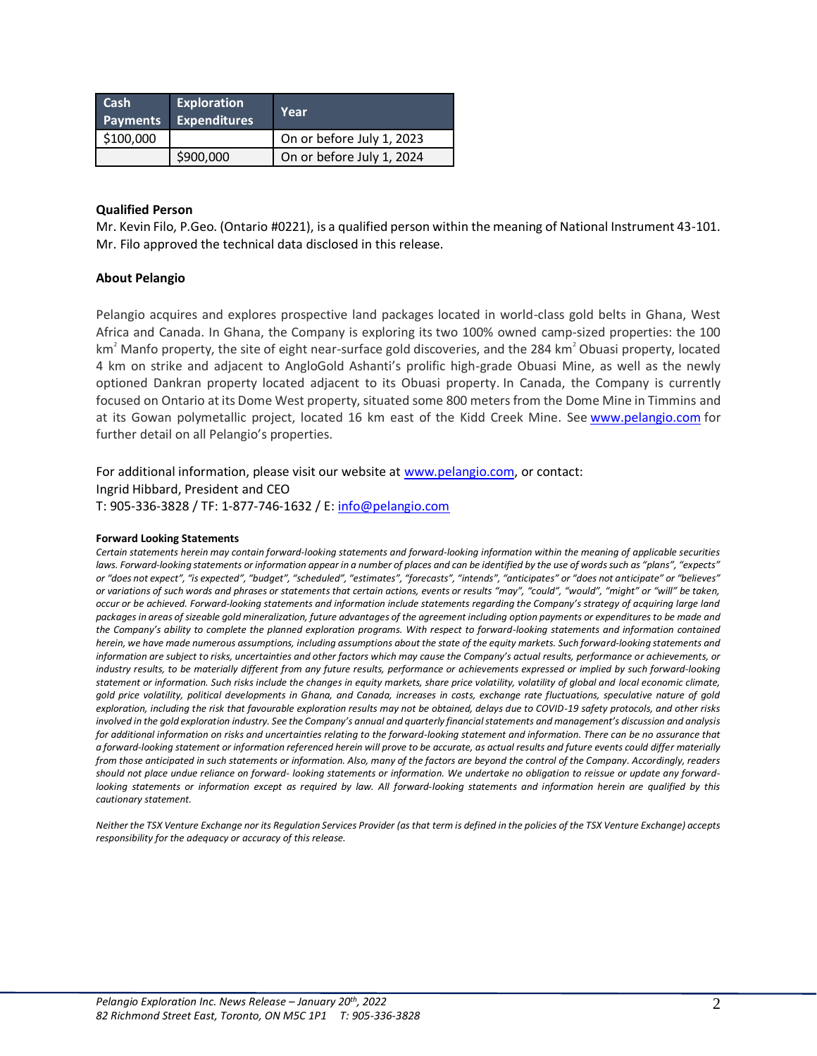| Cash Payments | Exploration Expenditures | Year |
|---|---|---|
| $100,000 | | On or before July 1, 2023 |
| | $900,000 | On or before July 1, 2024 |

**Qualified Person**

Mr. Kevin Filo, P.Geo. (Ontario #0221), is a qualified person within the meaning of National Instrument 43-101. Mr. Filo approved the technical data disclosed in this release.

**About Pelangio**

Pelangio acquires and explores prospective land packages located in world-class gold belts in Ghana, West Africa and Canada. In Ghana, the Company is exploring its two 100% owned camp-sized properties: the 100 $km^2$ Manfo property, the site of eight near-surface gold discoveries, and the 284 $km^2$ Obuasi property, located 4 km on strike and adjacent to AngloGold Ashanti's prolific high-grade Obuasi Mine, as well as the newly optioned Dankran property located adjacent to its Obuasi property. In Canada, the Company is currently focused on Ontario at its Dome West property, situated some 800 meters from the Dome Mine in Timmins and at its Gowan polymetallic project, located 16 km east of the Kidd Creek Mine. See www.pelangio.com for further detail on all Pelangio's properties.

For additional information, please visit our website at www.pelangio.com, or contact:
Ingrid Hibbard, President and CEO
T: 905-336-3828 / TF: 1-877-746-1632 / E: info@pelangio.com

**Forward Looking Statements**

*Certain statements herein may contain forward-looking statements and forward-looking information within the meaning of applicable securities laws. Forward-looking statements or information appear in a number of places and can be identified by the use of words such as "plans", "expects" or "does not expect", "is expected", "budget", "scheduled", "estimates", "forecasts", "intends", "anticipates" or "does not anticipate" or "believes" or variations of such words and phrases or statements that certain actions, events or results "may", "could", "would", "might" or "will" be taken, occur or be achieved. Forward-looking statements and information include statements regarding the Company's strategy of acquiring large land packages in areas of sizeable gold mineralization, future advantages of the agreement including option payments or expenditures to be made and the Company's ability to complete the planned exploration programs. With respect to forward-looking statements and information contained herein, we have made numerous assumptions, including assumptions about the state of the equity markets. Such forward-looking statements and information are subject to risks, uncertainties and other factors which may cause the Company's actual results, performance or achievements, or industry results, to be materially different from any future results, performance or achievements expressed or implied by such forward-looking statement or information. Such risks include the changes in equity markets, share price volatility, volatility of global and local economic climate, gold price volatility, political developments in Ghana, and Canada, increases in costs, exchange rate fluctuations, speculative nature of gold exploration, including the risk that favourable exploration results may not be obtained, delays due to COVID-19 safety protocols, and other risks involved in the gold exploration industry. See the Company's annual and quarterly financial statements and management's discussion and analysis for additional information on risks and uncertainties relating to the forward-looking statement and information. There can be no assurance that a forward-looking statement or information referenced herein will prove to be accurate, as actual results and future events could differ materially from those anticipated in such statements or information. Also, many of the factors are beyond the control of the Company. Accordingly, readers should not place undue reliance on forward- looking statements or information. We undertake no obligation to reissue or update any forward-looking statements or information except as required by law. All forward-looking statements and information herein are qualified by this cautionary statement.*

*Neither the TSX Venture Exchange nor its Regulation Services Provider (as that term is defined in the policies of the TSX Venture Exchange) accepts responsibility for the adequacy or accuracy of this release.*